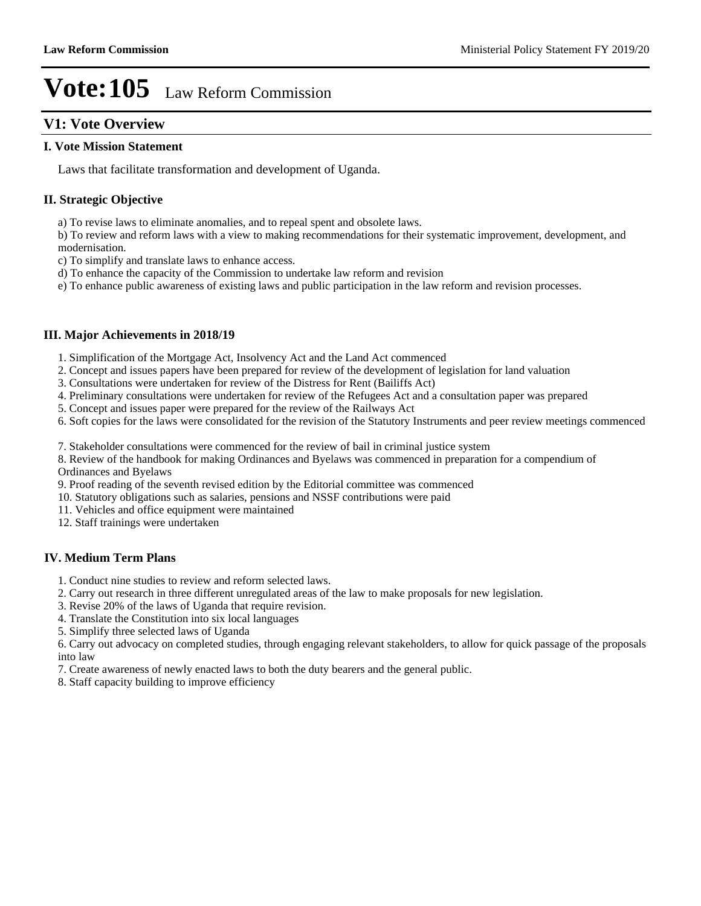# Vote:105 Law Reform Commission

## V1: Vote Overview

### I. Vote Mission Statement

Laws that facilitate transformation and development of Uganda.

### II. Strategic Objective

a) To revise laws to eliminate anomalies, and to repeal spent and obsolete laws.
b) To review and reform laws with a view to making recommendations for their systematic improvement, development, and modernisation.
c) To simplify and translate laws to enhance access.
d) To enhance the capacity of the Commission to undertake law reform and revision
e) To enhance public awareness of existing laws and public participation in the law reform and revision processes.

### III. Major Achievements in 2018/19

1. Simplification of the Mortgage Act, Insolvency Act and the Land Act commenced
2. Concept and issues papers have been prepared for review of the development of legislation for land valuation
3. Consultations were undertaken for review of the Distress for Rent (Bailiffs Act)
4. Preliminary consultations were undertaken for review of the Refugees Act and a consultation paper was prepared
5. Concept and issues paper were prepared for the review of the Railways Act
6. Soft copies for the laws were consolidated for the revision of the Statutory Instruments and peer review meetings commenced
7. Stakeholder consultations were commenced for the review of bail in criminal justice system
8. Review of the handbook for making Ordinances and Byelaws was commenced in preparation for a compendium of Ordinances and Byelaws
9. Proof reading of the seventh revised edition by the Editorial committee was commenced
10. Statutory obligations such as salaries, pensions and NSSF contributions were paid
11. Vehicles and office equipment were maintained
12. Staff trainings were undertaken

### IV. Medium Term Plans

1. Conduct nine studies to review and reform selected laws.
2. Carry out research in three different unregulated areas of the law to make proposals for new legislation.
3. Revise 20% of the laws of Uganda that require revision.
4. Translate the Constitution into six local languages
5. Simplify three selected laws of Uganda
6. Carry out advocacy on completed studies, through engaging relevant stakeholders, to allow for quick passage of the proposals into law
7. Create awareness of newly enacted laws to both the duty bearers and the general public.
8. Staff capacity building to improve efficiency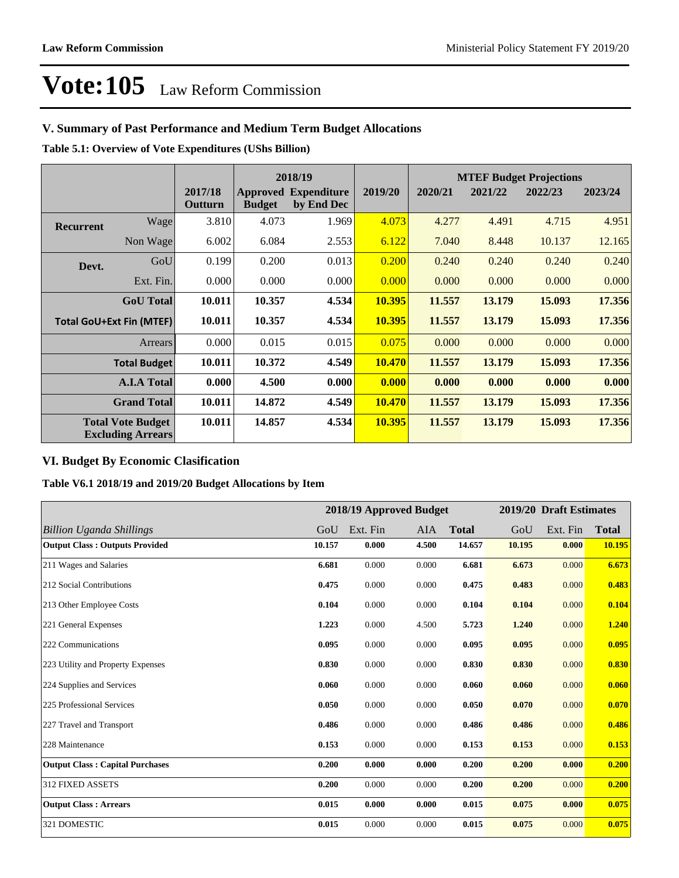# Vote:105 Law Reform Commission

## V. Summary of Past Performance and Medium Term Budget Allocations

**Table 5.1: Overview of Vote Expenditures (UShs Billion)**

| | | | 2018/19 | | | MTEF Budget Projections | | | |
|---|---|---|---|---|---|---|---|---|---|
| | | 2017/18 Outturn | Approved Budget | Expenditure by End Dec | 2019/20 | 2020/21 | 2021/22 | 2022/23 | 2023/24 |
| **Recurrent** | Wage | 3.810 | 4.073 | 1.969 | 4.073 | 4.277 | 4.491 | 4.715 | 4.951 |
| | Non Wage | 6.002 | 6.084 | 2.553 | 6.122 | 7.040 | 8.448 | 10.137 | 12.165 |
| **Devt.** | GoU | 0.199 | 0.200 | 0.013 | 0.200 | 0.240 | 0.240 | 0.240 | 0.240 |
| | Ext. Fin. | 0.000 | 0.000 | 0.000 | 0.000 | 0.000 | 0.000 | 0.000 | 0.000 |
| | **GoU Total** | **10.011** | **10.357** | **4.534** | **10.395** | **11.557** | **13.179** | **15.093** | **17.356** |
| | **Total GoU+Ext Fin (MTEF)** | **10.011** | **10.357** | **4.534** | **10.395** | **11.557** | **13.179** | **15.093** | **17.356** |
| | Arrears | 0.000 | 0.015 | 0.015 | 0.075 | 0.000 | 0.000 | 0.000 | 0.000 |
| | **Total Budget** | **10.011** | **10.372** | **4.549** | **10.470** | **11.557** | **13.179** | **15.093** | **17.356** |
| | **A.I.A Total** | **0.000** | **4.500** | **0.000** | **0.000** | **0.000** | **0.000** | **0.000** | **0.000** |
| | **Grand Total** | **10.011** | **14.872** | **4.549** | **10.470** | **11.557** | **13.179** | **15.093** | **17.356** |
| | **Total Vote Budget Excluding Arrears** | **10.011** | **14.857** | **4.534** | **10.395** | **11.557** | **13.179** | **15.093** | **17.356** |

## VI. Budget By Economic Clasification

**Table V6.1 2018/19 and 2019/20 Budget Allocations by Item**

| | 2018/19 Approved Budget | | | | 2019/20 Draft Estimates | | |
|---|---|---|---|---|---|---|---|
| *Billion Uganda Shillings* | GoU | Ext. Fin | AIA | **Total** | GoU | Ext. Fin | **Total** |
| **Output Class : Outputs Provided** | **10.157** | **0.000** | **4.500** | **14.657** | **10.195** | **0.000** | **10.195** |
| 211 Wages and Salaries | **6.681** | 0.000 | 0.000 | **6.681** | **6.673** | 0.000 | **6.673** |
| 212 Social Contributions | **0.475** | 0.000 | 0.000 | **0.475** | **0.483** | 0.000 | **0.483** |
| 213 Other Employee Costs | **0.104** | 0.000 | 0.000 | **0.104** | **0.104** | 0.000 | **0.104** |
| 221 General Expenses | **1.223** | 0.000 | 4.500 | **5.723** | **1.240** | 0.000 | **1.240** |
| 222 Communications | **0.095** | 0.000 | 0.000 | **0.095** | **0.095** | 0.000 | **0.095** |
| 223 Utility and Property Expenses | **0.830** | 0.000 | 0.000 | **0.830** | **0.830** | 0.000 | **0.830** |
| 224 Supplies and Services | **0.060** | 0.000 | 0.000 | **0.060** | **0.060** | 0.000 | **0.060** |
| 225 Professional Services | **0.050** | 0.000 | 0.000 | **0.050** | **0.070** | 0.000 | **0.070** |
| 227 Travel and Transport | **0.486** | 0.000 | 0.000 | **0.486** | **0.486** | 0.000 | **0.486** |
| 228 Maintenance | **0.153** | 0.000 | 0.000 | **0.153** | **0.153** | 0.000 | **0.153** |
| **Output Class : Capital Purchases** | **0.200** | **0.000** | **0.000** | **0.200** | **0.200** | **0.000** | **0.200** |
| 312 FIXED ASSETS | **0.200** | 0.000 | 0.000 | **0.200** | **0.200** | 0.000 | **0.200** |
| **Output Class : Arrears** | **0.015** | **0.000** | **0.000** | **0.015** | **0.075** | **0.000** | **0.075** |
| 321 DOMESTIC | **0.015** | 0.000 | 0.000 | **0.015** | **0.075** | 0.000 | **0.075** |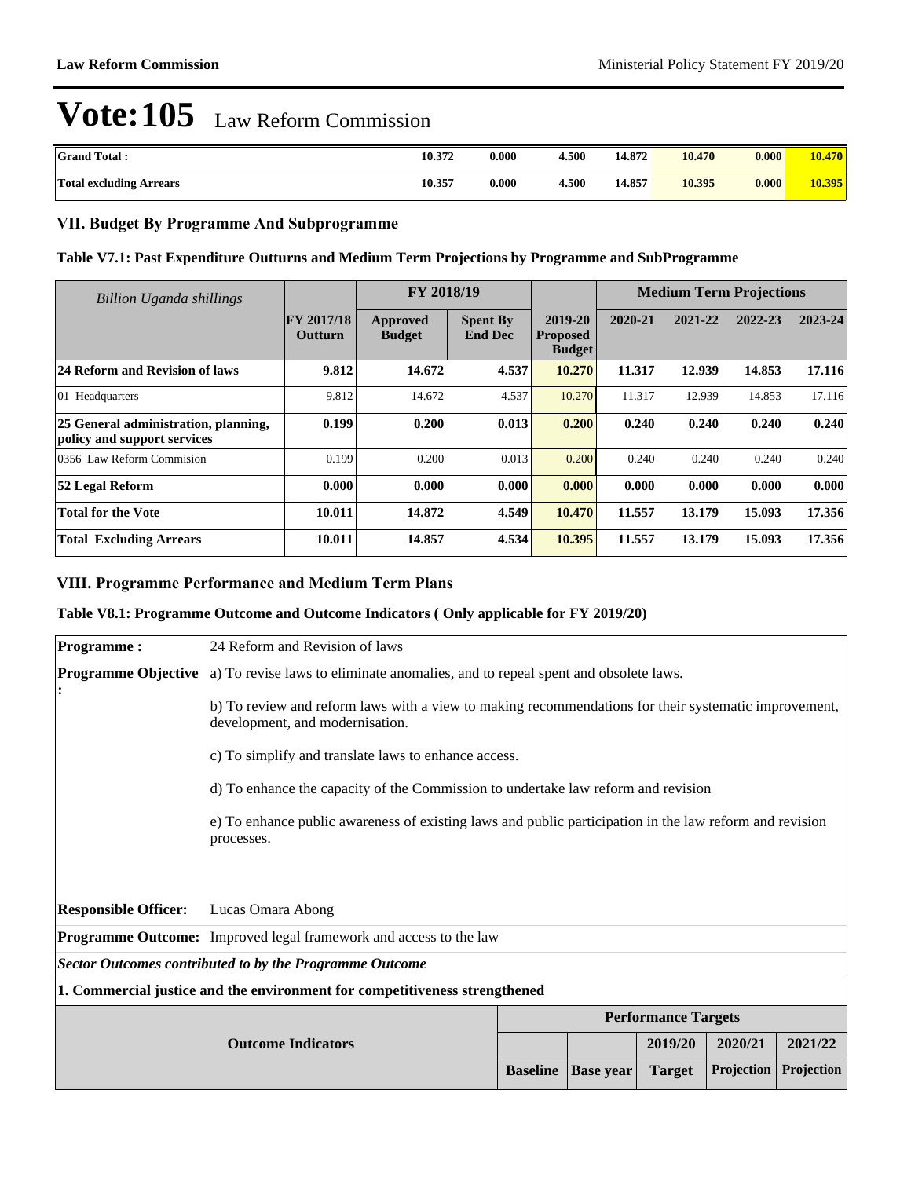# Vote:105 Law Reform Commission

| Grand Total : | 10.372 | 0.000 | 4.500 | 14.872 | 10.470 | 0.000 | 10.470 |
|---|---|---|---|---|---|---|---|
| Total excluding Arrears | 10.357 | 0.000 | 4.500 | 14.857 | 10.395 | 0.000 | 10.395 |

## VII. Budget By Programme And Subprogramme

### Table V7.1: Past Expenditure Outturns and Medium Term Projections by Programme and SubProgramme

| *Billion Uganda shillings* | | FY 2018/19 | | | Medium Term Projections | | | |
|---|---|---|---|---|---|---|---|---|
| | FY 2017/18 Outturn | Approved Budget | Spent By End Dec | 2019-20 Proposed Budget | 2020-21 | 2021-22 | 2022-23 | 2023-24 |
| **24 Reform and Revision of laws** | **9.812** | **14.672** | **4.537** | **10.270** | **11.317** | **12.939** | **14.853** | **17.116** |
| 01 Headquarters | 9.812 | 14.672 | 4.537 | 10.270 | 11.317 | 12.939 | 14.853 | 17.116 |
| **25 General administration, planning, policy and support services** | **0.199** | **0.200** | **0.013** | **0.200** | **0.240** | **0.240** | **0.240** | **0.240** |
| 0356 Law Reform Commision | 0.199 | 0.200 | 0.013 | 0.200 | 0.240 | 0.240 | 0.240 | 0.240 |
| **52 Legal Reform** | **0.000** | **0.000** | **0.000** | **0.000** | **0.000** | **0.000** | **0.000** | **0.000** |
| **Total for the Vote** | **10.011** | **14.872** | **4.549** | **10.470** | **11.557** | **13.179** | **15.093** | **17.356** |
| **Total Excluding Arrears** | **10.011** | **14.857** | **4.534** | **10.395** | **11.557** | **13.179** | **15.093** | **17.356** |

## VIII. Programme Performance and Medium Term Plans

### Table V8.1: Programme Outcome and Outcome Indicators ( Only applicable for FY 2019/20)

**Programme :** 24 Reform and Revision of laws

**Programme Objective :**

a) To revise laws to eliminate anomalies, and to repeal spent and obsolete laws.

b) To review and reform laws with a view to making recommendations for their systematic improvement, development, and modernisation.

c) To simplify and translate laws to enhance access.

d) To enhance the capacity of the Commission to undertake law reform and revision

e) To enhance public awareness of existing laws and public participation in the law reform and revision processes.

**Responsible Officer:** Lucas Omara Abong

**Programme Outcome:** Improved legal framework and access to the law

***Sector Outcomes contributed to by the Programme Outcome***

**1. Commercial justice and the environment for competitiveness strengthened**

| Outcome Indicators | Performance Targets | | | | |
|---|---|---|---|---|---|
| | | | 2019/20 | 2020/21 | 2021/22 |
| | Baseline | Base year | Target | Projection | Projection |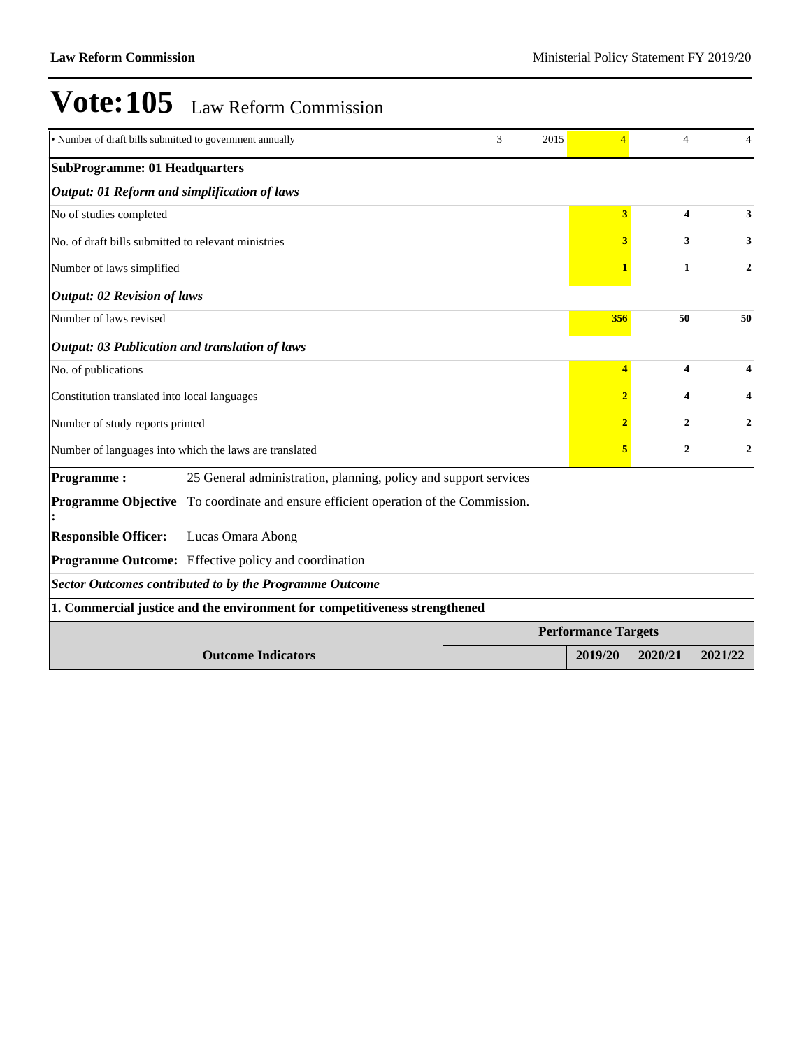# Vote:105 Law Reform Commission

| | | | | | |
|---|---|---|---|---|---|
| • Number of draft bills submitted to government annually | 3 | 2015 | 4 | 4 | 4 |
| **SubProgramme: 01 Headquarters** | | | | | |
| ***Output: 01 Reform and simplification of laws*** | | | | | |
| No of studies completed | | | **3** | **4** | **3** |
| No. of draft bills submitted to relevant ministries | | | **3** | **3** | **3** |
| Number of laws simplified | | | **1** | **1** | **2** |
| ***Output: 02 Revision of laws*** | | | | | |
| Number of laws revised | | | **356** | **50** | **50** |
| ***Output: 03 Publication and translation of laws*** | | | | | |
| No. of publications | | | **4** | **4** | **4** |
| Constitution translated into local languages | | | **2** | **4** | **4** |
| Number of study reports printed | | | **2** | **2** | **2** |
| Number of languages into which the laws are translated | | | **5** | **2** | **2** |

**Programme :** 25 General administration, planning, policy and support services

**Programme Objective :** To coordinate and ensure efficient operation of the Commission.

**Responsible Officer:** Lucas Omara Abong

**Programme Outcome:** Effective policy and coordination

***Sector Outcomes contributed to by the Programme Outcome***

**1. Commercial justice and the environment for competitiveness strengthened**

| Outcome Indicators | Performance Targets | | | | |
|---|---|---|---|---|---|
| | | | **2019/20** | **2020/21** | **2021/22** |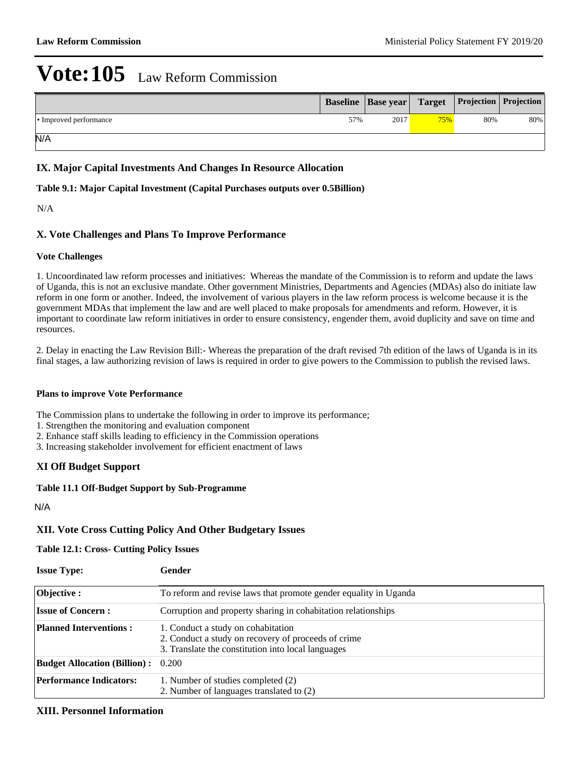# Vote:105 Law Reform Commission

| | Baseline | Base year | Target | Projection | Projection |
|---|---|---|---|---|---|
| • Improved performance | 57% | 2017 | 75% | 80% | 80% |
| N/A | | | | | |

## IX. Major Capital Investments And Changes In Resource Allocation

### Table 9.1: Major Capital Investment (Capital Purchases outputs over 0.5Billion)

N/A

## X. Vote Challenges and Plans To Improve Performance

### Vote Challenges

1. Uncoordinated law reform processes and initiatives: Whereas the mandate of the Commission is to reform and update the laws of Uganda, this is not an exclusive mandate. Other government Ministries, Departments and Agencies (MDAs) also do initiate law reform in one form or another. Indeed, the involvement of various players in the law reform process is welcome because it is the government MDAs that implement the law and are well placed to make proposals for amendments and reform. However, it is important to coordinate law reform initiatives in order to ensure consistency, engender them, avoid duplicity and save on time and resources.

2. Delay in enacting the Law Revision Bill:- Whereas the preparation of the draft revised 7th edition of the laws of Uganda is in its final stages, a law authorizing revision of laws is required in order to give powers to the Commission to publish the revised laws.

### Plans to improve Vote Performance

The Commission plans to undertake the following in order to improve its performance;
1. Strengthen the monitoring and evaluation component
2. Enhance staff skills leading to efficiency in the Commission operations
3. Increasing stakeholder involvement for efficient enactment of laws

## XI Off Budget Support

### Table 11.1 Off-Budget Support by Sub-Programme

N/A

## XII. Vote Cross Cutting Policy And Other Budgetary Issues

### Table 12.1: Cross- Cutting Policy Issues

| **Issue Type:** | **Gender** |
|---|---|
| **Objective :** | To reform and revise laws that promote gender equality in Uganda |
| **Issue of Concern :** | Corruption and property sharing in cohabitation relationships |
| **Planned Interventions :** | 1. Conduct a study on cohabitation<br>2. Conduct a study on recovery of proceeds of crime<br>3. Translate the constitution into local languages |
| **Budget Allocation (Billion) :** | 0.200 |
| **Performance Indicators:** | 1. Number of studies completed (2)<br>2. Number of languages translated to (2) |

## XIII. Personnel Information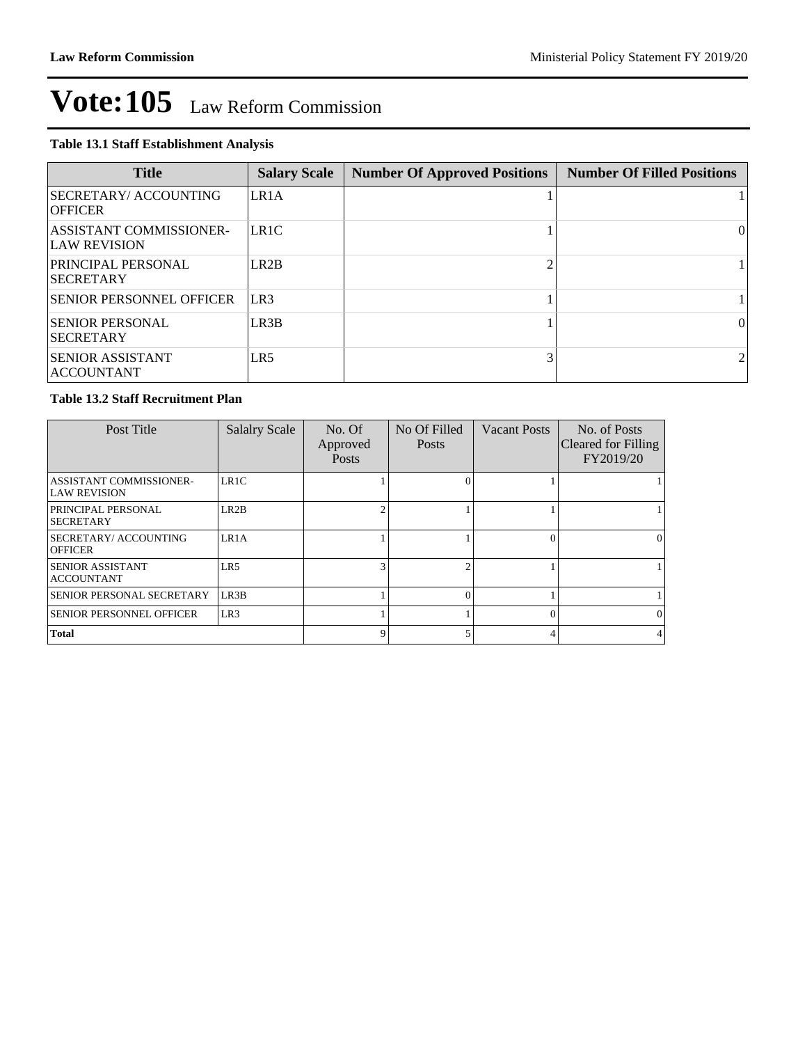# Vote:105 Law Reform Commission

**Table 13.1 Staff Establishment Analysis**

| Title | Salary Scale | Number Of Approved Positions | Number Of Filled Positions |
|---|---|---|---|
| SECRETARY/ ACCOUNTING OFFICER | LR1A | 1 | 1 |
| ASSISTANT COMMISSIONER- LAW REVISION | LR1C | 1 | 0 |
| PRINCIPAL PERSONAL SECRETARY | LR2B | 2 | 1 |
| SENIOR PERSONNEL OFFICER | LR3 | 1 | 1 |
| SENIOR PERSONAL SECRETARY | LR3B | 1 | 0 |
| SENIOR ASSISTANT ACCOUNTANT | LR5 | 3 | 2 |

**Table 13.2 Staff Recruitment Plan**

| Post Title | Salalry Scale | No. Of Approved Posts | No Of Filled Posts | Vacant Posts | No. of Posts Cleared for Filling FY2019/20 |
|---|---|---|---|---|---|
| ASSISTANT COMMISSIONER- LAW REVISION | LR1C | 1 | 0 | 1 | 1 |
| PRINCIPAL PERSONAL SECRETARY | LR2B | 2 | 1 | 1 | 1 |
| SECRETARY/ ACCOUNTING OFFICER | LR1A | 1 | 1 | 0 | 0 |
| SENIOR ASSISTANT ACCOUNTANT | LR5 | 3 | 2 | 1 | 1 |
| SENIOR PERSONAL SECRETARY | LR3B | 1 | 0 | 1 | 1 |
| SENIOR PERSONNEL OFFICER | LR3 | 1 | 1 | 0 | 0 |
| **Total** | | 9 | 5 | 4 | 4 |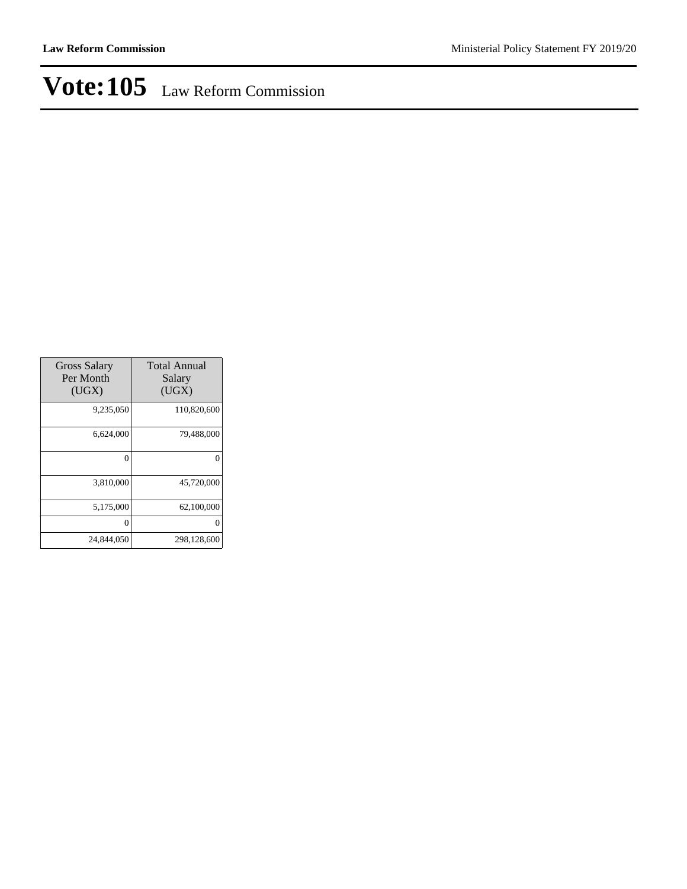# Vote:105 Law Reform Commission

| Gross Salary Per Month (UGX) | Total Annual Salary (UGX) |
|---|---|
| 9,235,050 | 110,820,600 |
| 6,624,000 | 79,488,000 |
| 0 | 0 |
| 3,810,000 | 45,720,000 |
| 5,175,000 | 62,100,000 |
| 0 | 0 |
| 24,844,050 | 298,128,600 |